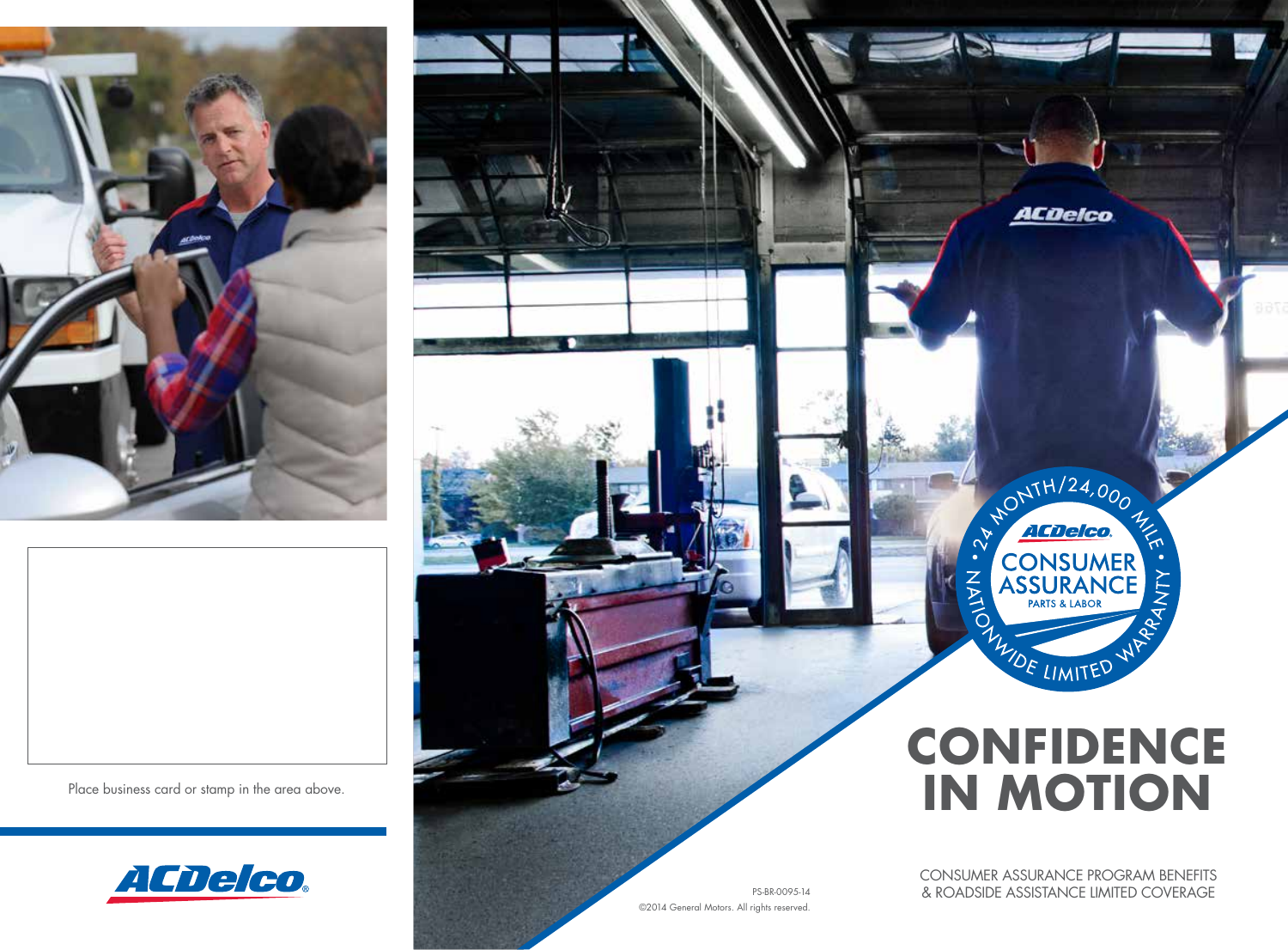Place business card or stamp in the area above.

ACDelco

PS-BR-0095-14

©2014 General Motors. All rights reserved.

24 MONTH/24,000 MILE • NATIONWIDE LIMITED WARRANTY

ACDelco CONSUMER ASSURANCE PARTS & LABOR

# CONFIDENCE IN MOTION

CONSUMER ASSURANCE PROGRAM BENEFITS & ROADSIDE ASSISTANCE LIMITED COVERAGE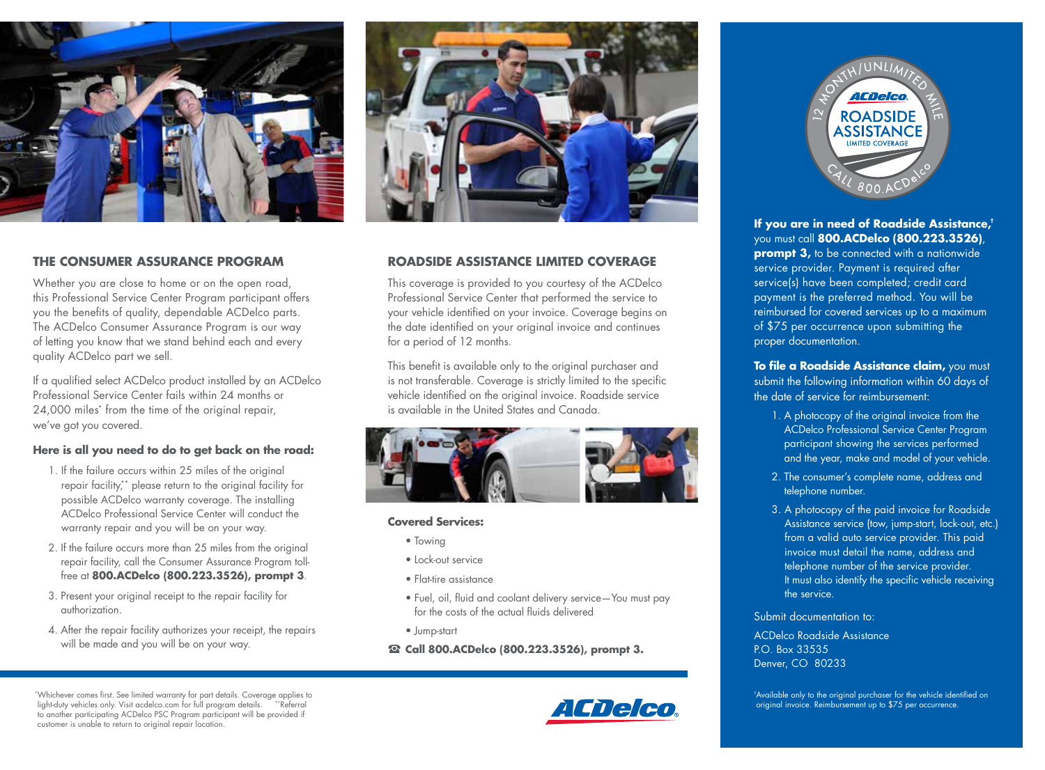## THE CONSUMER ASSURANCE PROGRAM

Whether you are close to home or on the open road, this Professional Service Center Program participant offers you the benefits of quality, dependable ACDelco parts. The ACDelco Consumer Assurance Program is our way of letting you know that we stand behind each and every quality ACDelco part we sell.

If a qualified select ACDelco product installed by an ACDelco Professional Service Center fails within 24 months or 24,000 miles* from the time of the original repair, we've got you covered.

**Here is all you need to do to get back on the road:**

1. If the failure occurs within 25 miles of the original repair facility,** please return to the original facility for possible ACDelco warranty coverage. The installing ACDelco Professional Service Center will conduct the warranty repair and you will be on your way.
2. If the failure occurs more than 25 miles from the original repair facility, call the Consumer Assurance Program toll-free at **800.ACDelco (800.223.3526), prompt 3**.
3. Present your original receipt to the repair facility for authorization.
4. After the repair facility authorizes your receipt, the repairs will be made and you will be on your way.

*Whichever comes first. See limited warranty for part details. Coverage applies to light-duty vehicles only. Visit acdelco.com for full program details. **Referral to another participating ACDelco PSC Program participant will be provided if customer is unable to return to original repair location.

## ROADSIDE ASSISTANCE LIMITED COVERAGE

This coverage is provided to you courtesy of the ACDelco Professional Service Center that performed the service to your vehicle identified on your invoice. Coverage begins on the date identified on your original invoice and continues for a period of 12 months.

This benefit is available only to the original purchaser and is not transferable. Coverage is strictly limited to the specific vehicle identified on the original invoice. Roadside service is available in the United States and Canada.

**Covered Services:**

- Towing
- Lock-out service
- Flat-tire assistance
- Fuel, oil, fluid and coolant delivery service—You must pay for the costs of the actual fluids delivered
- Jump-start

☎ **Call 800.ACDelco (800.223.3526), prompt 3.**

12 MONTH/UNLIMITED MILE
ACDelco
ROADSIDE ASSISTANCE
LIMITED COVERAGE
CALL 800.ACDelco

**If you are in need of Roadside Assistance,†** you must call **800.ACDelco (800.223.3526)**, **prompt 3,** to be connected with a nationwide service provider. Payment is required after service(s) have been completed; credit card payment is the preferred method. You will be reimbursed for covered services up to a maximum of $75 per occurrence upon submitting the proper documentation.

**To file a Roadside Assistance claim,** you must submit the following information within 60 days of the date of service for reimbursement:

1. A photocopy of the original invoice from the ACDelco Professional Service Center Program participant showing the services performed and the year, make and model of your vehicle.
2. The consumer's complete name, address and telephone number.
3. A photocopy of the paid invoice for Roadside Assistance service (tow, jump-start, lock-out, etc.) from a valid auto service provider. This paid invoice must detail the name, address and telephone number of the service provider. It must also identify the specific vehicle receiving the service.

Submit documentation to:

ACDelco Roadside Assistance
P.O. Box 33535
Denver, CO 80233

†Available only to the original purchaser for the vehicle identified on original invoice. Reimbursement up to $75 per occurrence.

ACDelco